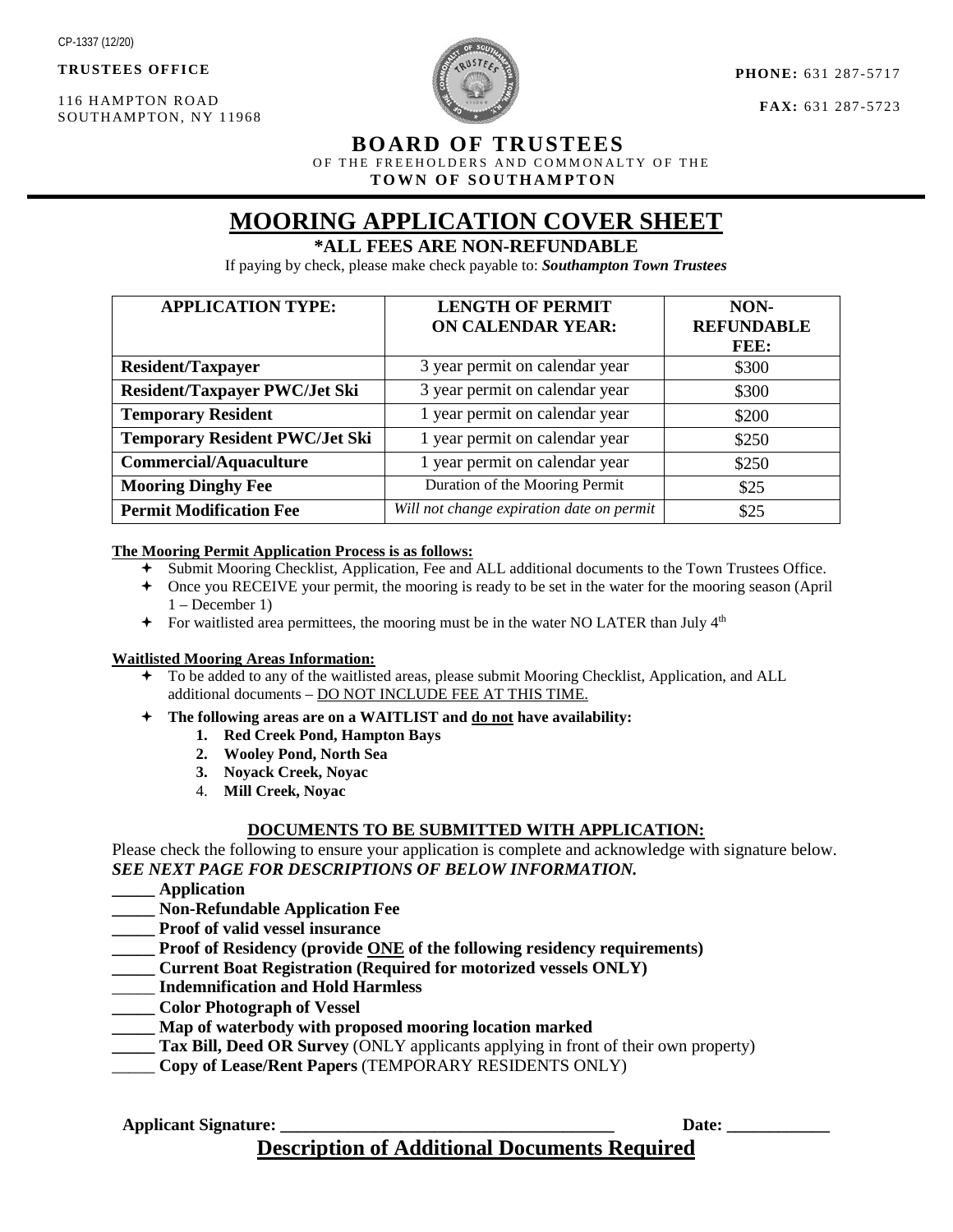CP-1337 (12/20)

**TRUSTEES OFFICE**

116 HAMPTON ROAD
SOUTHAMPTON, NY 11968

**PHONE:** 631 287-5717

**FAX:** 631 287-5723

## BOARD OF TRUSTEES

OF THE FREEHOLDERS AND COMMONALTY OF THE

**TOWN OF SOUTHAMPTON**

# MOORING APPLICATION COVER SHEET

**\*ALL FEES ARE NON-REFUNDABLE**

If paying by check, please make check payable to: ***Southampton Town Trustees***

| APPLICATION TYPE: | LENGTH OF PERMIT ON CALENDAR YEAR: | NON-REFUNDABLE FEE: |
|---|---|---|
| **Resident/Taxpayer** | 3 year permit on calendar year | $300 |
| **Resident/Taxpayer PWC/Jet Ski** | 3 year permit on calendar year | $300 |
| **Temporary Resident** | 1 year permit on calendar year | $200 |
| **Temporary Resident PWC/Jet Ski** | 1 year permit on calendar year | $250 |
| **Commercial/Aquaculture** | 1 year permit on calendar year | $250 |
| **Mooring Dinghy Fee** | Duration of the Mooring Permit | $25 |
| **Permit Modification Fee** | *Will not change expiration date on permit* | $25 |

**The Mooring Permit Application Process is as follows:**

- Submit Mooring Checklist, Application, Fee and ALL additional documents to the Town Trustees Office.
- Once you RECEIVE your permit, the mooring is ready to be set in the water for the mooring season (April 1 – December 1)
- For waitlisted area permittees, the mooring must be in the water NO LATER than July 4th

**Waitlisted Mooring Areas Information:**

- To be added to any of the waitlisted areas, please submit Mooring Checklist, Application, and ALL additional documents – DO NOT INCLUDE FEE AT THIS TIME.
- **The following areas are on a WAITLIST and do not have availability:**
  1. **Red Creek Pond, Hampton Bays**
  2. **Wooley Pond, North Sea**
  3. **Noyack Creek, Noyac**
  4. **Mill Creek, Noyac**

## DOCUMENTS TO BE SUBMITTED WITH APPLICATION:

Please check the following to ensure your application is complete and acknowledge with signature below.
***SEE NEXT PAGE FOR DESCRIPTIONS OF BELOW INFORMATION.***

_____ **Application**
_____ **Non-Refundable Application Fee**
_____ **Proof of valid vessel insurance**
_____ **Proof of Residency (provide ONE of the following residency requirements)**
_____ **Current Boat Registration (Required for motorized vessels ONLY)**
_____ **Indemnification and Hold Harmless**
_____ **Color Photograph of Vessel**
_____ **Map of waterbody with proposed mooring location marked**
_____ **Tax Bill, Deed OR Survey** (ONLY applicants applying in front of their own property)
_____ **Copy of Lease/Rent Papers** (TEMPORARY RESIDENTS ONLY)

**Applicant Signature:** _______________________________________ **Date:** ____________

## Description of Additional Documents Required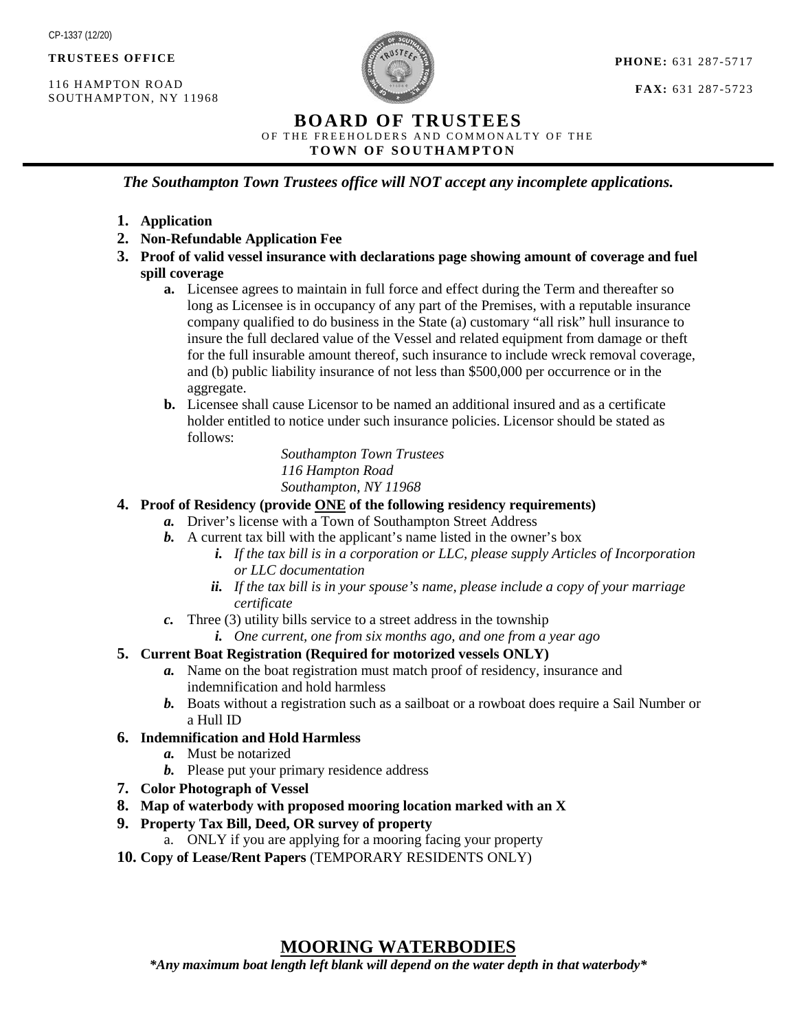CP-1337 (12/20)

**TRUSTEES OFFICE**

116 HAMPTON ROAD
SOUTHAMPTON, NY 11968

**PHONE:** 631 287-5717

**FAX:** 631 287-5723

# BOARD OF TRUSTEES

OF THE FREEHOLDERS AND COMMONALTY OF THE

**TOWN OF SOUTHAMPTON**

***The Southampton Town Trustees office will NOT accept any incomplete applications.***

1. **Application**
2. **Non-Refundable Application Fee**
3. **Proof of valid vessel insurance with declarations page showing amount of coverage and fuel spill coverage**
   - **a.** Licensee agrees to maintain in full force and effect during the Term and thereafter so long as Licensee is in occupancy of any part of the Premises, with a reputable insurance company qualified to do business in the State (a) customary "all risk" hull insurance to insure the full declared value of the Vessel and related equipment from damage or theft for the full insurable amount thereof, such insurance to include wreck removal coverage, and (b) public liability insurance of not less than $500,000 per occurrence or in the aggregate.
   - **b.** Licensee shall cause Licensor to be named an additional insured and as a certificate holder entitled to notice under such insurance policies. Licensor should be stated as follows:

     *Southampton Town Trustees*
     *116 Hampton Road*
     *Southampton, NY 11968*
4. **Proof of Residency (provide <u>ONE</u> of the following residency requirements)**
   - ***a.*** Driver's license with a Town of Southampton Street Address
   - ***b.*** A current tax bill with the applicant's name listed in the owner's box
     - ***i.*** *If the tax bill is in a corporation or LLC, please supply Articles of Incorporation or LLC documentation*
     - ***ii.*** *If the tax bill is in your spouse's name, please include a copy of your marriage certificate*
   - ***c.*** Three (3) utility bills service to a street address in the township
     - ***i.*** *One current, one from six months ago, and one from a year ago*
5. **Current Boat Registration (Required for motorized vessels ONLY)**
   - ***a.*** Name on the boat registration must match proof of residency, insurance and indemnification and hold harmless
   - ***b.*** Boats without a registration such as a sailboat or a rowboat does require a Sail Number or a Hull ID
6. **Indemnification and Hold Harmless**
   - ***a.*** Must be notarized
   - ***b.*** Please put your primary residence address
7. **Color Photograph of Vessel**
8. **Map of waterbody with proposed mooring location marked with an X**
9. **Property Tax Bill, Deed, OR survey of property**
   - a. ONLY if you are applying for a mooring facing your property
10. **Copy of Lease/Rent Papers** (TEMPORARY RESIDENTS ONLY)

## <u>MOORING WATERBODIES</u>

***Any maximum boat length left blank will depend on the water depth in that waterbody***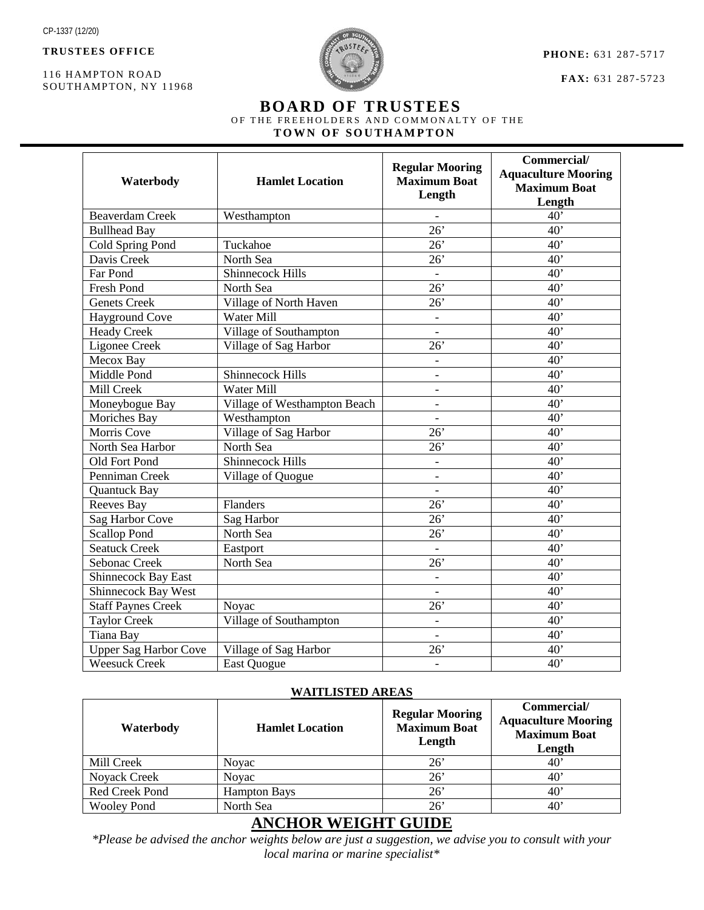CP-1337 (12/20)

**TRUSTEES OFFICE**

116 HAMPTON ROAD
SOUTHAMPTON, NY 11968

**PHONE:** 631 287-5717

**FAX:** 631 287-5723

# BOARD OF TRUSTEES

OF THE FREEHOLDERS AND COMMONALTY OF THE

**TOWN OF SOUTHAMPTON**

| Waterbody | Hamlet Location | Regular Mooring Maximum Boat Length | Commercial/ Aquaculture Mooring Maximum Boat Length |
|---|---|---|---|
| Beaverdam Creek | Westhampton | - | 40’ |
| Bullhead Bay | | 26’ | 40’ |
| Cold Spring Pond | Tuckahoe | 26’ | 40’ |
| Davis Creek | North Sea | 26’ | 40’ |
| Far Pond | Shinnecock Hills | - | 40’ |
| Fresh Pond | North Sea | 26’ | 40’ |
| Genets Creek | Village of North Haven | 26’ | 40’ |
| Hayground Cove | Water Mill | - | 40’ |
| Heady Creek | Village of Southampton | - | 40’ |
| Ligonee Creek | Village of Sag Harbor | 26’ | 40’ |
| Mecox Bay | | - | 40’ |
| Middle Pond | Shinnecock Hills | - | 40’ |
| Mill Creek | Water Mill | - | 40’ |
| Moneybogue Bay | Village of Westhampton Beach | - | 40’ |
| Moriches Bay | Westhampton | - | 40’ |
| Morris Cove | Village of Sag Harbor | 26’ | 40’ |
| North Sea Harbor | North Sea | 26’ | 40’ |
| Old Fort Pond | Shinnecock Hills | - | 40’ |
| Penniman Creek | Village of Quogue | - | 40’ |
| Quantuck Bay | | - | 40’ |
| Reeves Bay | Flanders | 26’ | 40’ |
| Sag Harbor Cove | Sag Harbor | 26’ | 40’ |
| Scallop Pond | North Sea | 26’ | 40’ |
| Seatuck Creek | Eastport | - | 40’ |
| Sebonac Creek | North Sea | 26’ | 40’ |
| Shinnecock Bay East | | - | 40’ |
| Shinnecock Bay West | | - | 40’ |
| Staff Paynes Creek | Noyac | 26’ | 40’ |
| Taylor Creek | Village of Southampton | - | 40’ |
| Tiana Bay | | - | 40’ |
| Upper Sag Harbor Cove | Village of Sag Harbor | 26’ | 40’ |
| Weesuck Creek | East Quogue | - | 40’ |

**WAITLISTED AREAS**

| Waterbody | Hamlet Location | Regular Mooring Maximum Boat Length | Commercial/ Aquaculture Mooring Maximum Boat Length |
|---|---|---|---|
| Mill Creek | Noyac | 26’ | 40’ |
| Noyack Creek | Noyac | 26’ | 40’ |
| Red Creek Pond | Hampton Bays | 26’ | 40’ |
| Wooley Pond | North Sea | 26’ | 40’ |

## ANCHOR WEIGHT GUIDE

*\*Please be advised the anchor weights below are just a suggestion, we advise you to consult with your local marina or marine specialist\**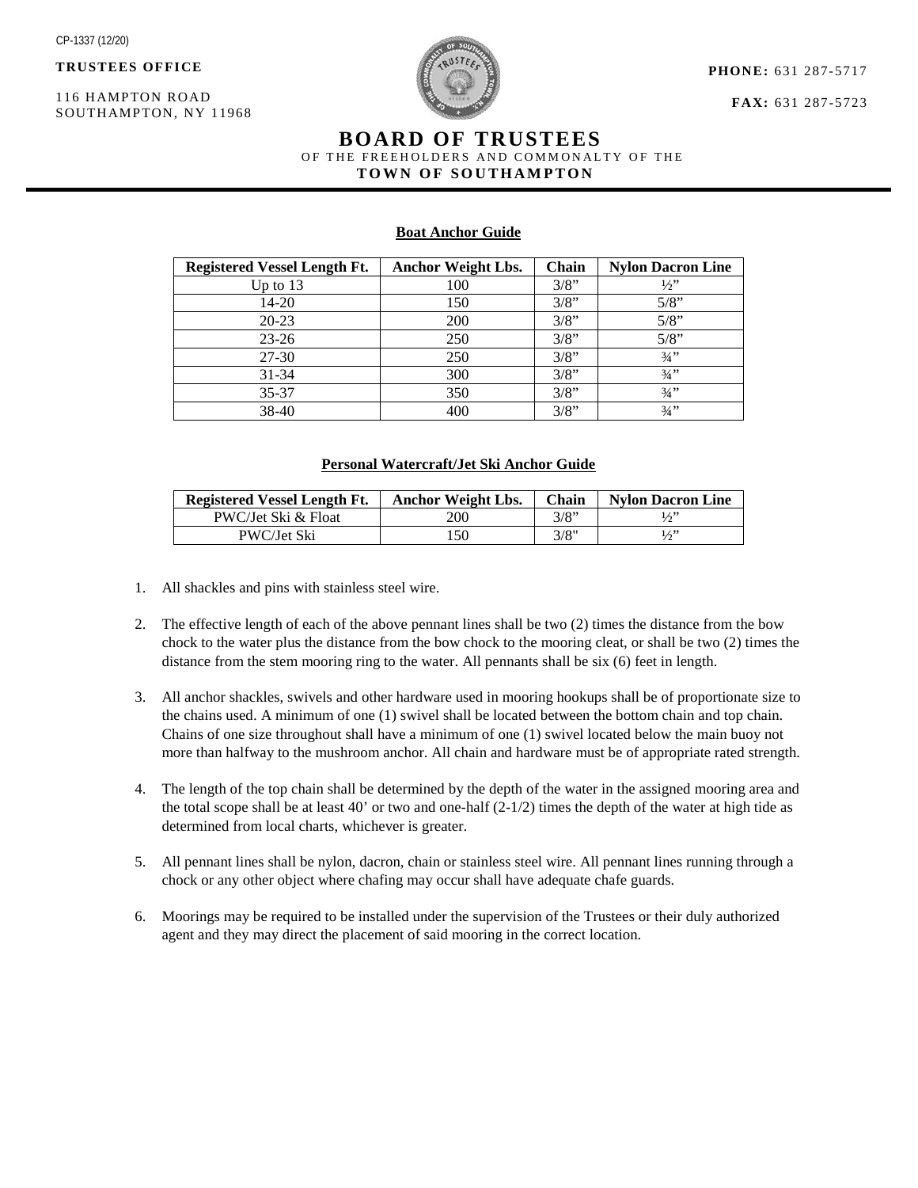CP-1337 (12/20)

**TRUSTEES OFFICE**

116 HAMPTON ROAD
SOUTHAMPTON, NY 11968

**PHONE:** 631 287-5717

**FAX:** 631 287-5723

# BOARD OF TRUSTEES

OF THE FREEHOLDERS AND COMMONALTY OF THE

**TOWN OF SOUTHAMPTON**

**Boat Anchor Guide**

| Registered Vessel Length Ft. | Anchor Weight Lbs. | Chain | Nylon Dacron Line |
|---|---|---|---|
| Up to 13 | 100 | 3/8" | ½" |
| 14-20 | 150 | 3/8" | 5/8" |
| 20-23 | 200 | 3/8" | 5/8" |
| 23-26 | 250 | 3/8" | 5/8" |
| 27-30 | 250 | 3/8" | ¾" |
| 31-34 | 300 | 3/8" | ¾" |
| 35-37 | 350 | 3/8" | ¾" |
| 38-40 | 400 | 3/8" | ¾" |

**Personal Watercraft/Jet Ski Anchor Guide**

| Registered Vessel Length Ft. | Anchor Weight Lbs. | Chain | Nylon Dacron Line |
|---|---|---|---|
| PWC/Jet Ski & Float | 200 | 3/8" | ½" |
| PWC/Jet Ski | 150 | 3/8" | ½" |

1. All shackles and pins with stainless steel wire.

2. The effective length of each of the above pennant lines shall be two (2) times the distance from the bow chock to the water plus the distance from the bow chock to the mooring cleat, or shall be two (2) times the distance from the stem mooring ring to the water. All pennants shall be six (6) feet in length.

3. All anchor shackles, swivels and other hardware used in mooring hookups shall be of proportionate size to the chains used. A minimum of one (1) swivel shall be located between the bottom chain and top chain. Chains of one size throughout shall have a minimum of one (1) swivel located below the main buoy not more than halfway to the mushroom anchor. All chain and hardware must be of appropriate rated strength.

4. The length of the top chain shall be determined by the depth of the water in the assigned mooring area and the total scope shall be at least 40' or two and one-half (2-1/2) times the depth of the water at high tide as determined from local charts, whichever is greater.

5. All pennant lines shall be nylon, dacron, chain or stainless steel wire. All pennant lines running through a chock or any other object where chafing may occur shall have adequate chafe guards.

6. Moorings may be required to be installed under the supervision of the Trustees or their duly authorized agent and they may direct the placement of said mooring in the correct location.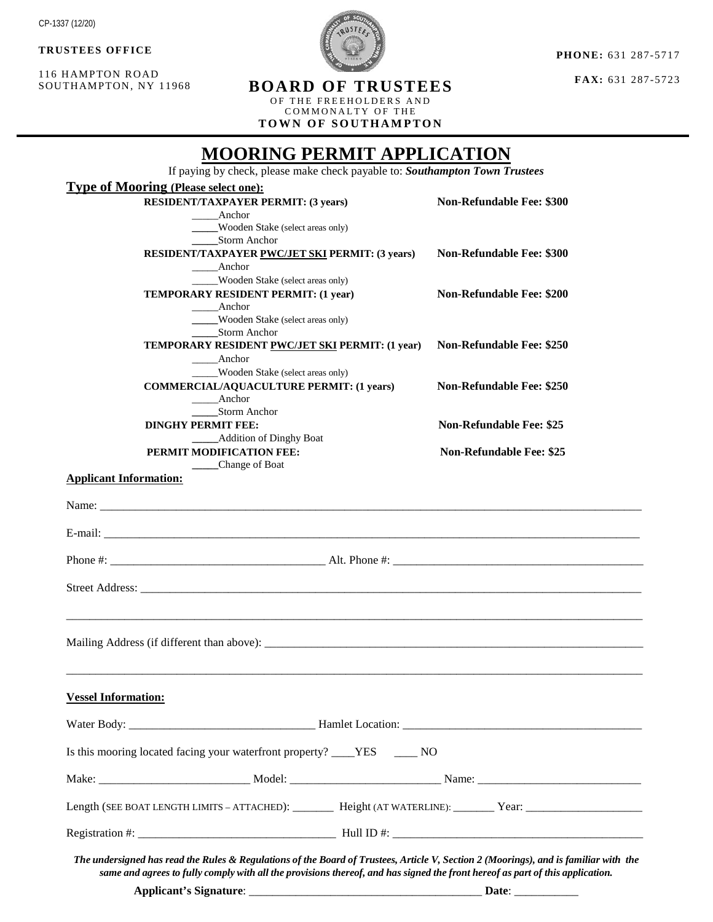CP-1337 (12/20)

**TRUSTEES OFFICE**

116 HAMPTON ROAD
SOUTHAMPTON, NY 11968

**PHONE:** 631 287-5717

**FAX:** 631 287-5723

# BOARD OF TRUSTEES

OF THE FREEHOLDERS AND COMMONALTY OF THE
**TOWN OF SOUTHAMPTON**

# MOORING PERMIT APPLICATION

If paying by check, please make check payable to: ***Southampton Town Trustees***

## Type of Mooring (Please select one):

**RESIDENT/TAXPAYER PERMIT: (3 years)** — **Non-Refundable Fee: $300**
_____Anchor
_____Wooden Stake (select areas only)
_____Storm Anchor

**RESIDENT/TAXPAYER PWC/JET SKI PERMIT: (3 years)** — **Non-Refundable Fee: $300**
_____Anchor
_____Wooden Stake (select areas only)

**TEMPORARY RESIDENT PERMIT: (1 year)** — **Non-Refundable Fee: $200**
_____Anchor
_____Wooden Stake (select areas only)
_____Storm Anchor

**TEMPORARY RESIDENT PWC/JET SKI PERMIT: (1 year)** — **Non-Refundable Fee: $250**
_____Anchor
_____Wooden Stake (select areas only)

**COMMERCIAL/AQUACULTURE PERMIT: (1 years)** — **Non-Refundable Fee: $250**
_____Anchor
_____Storm Anchor

**DINGHY PERMIT FEE:** — **Non-Refundable Fee: $25**
_____Addition of Dinghy Boat

**PERMIT MODIFICATION FEE:** — **Non-Refundable Fee: $25**
_____Change of Boat

**Applicant Information:**

Name: ______________________________________________

E-mail: ______________________________________________

Phone #: ____________________ Alt. Phone #: ____________________

Street Address: ______________________________________________

______________________________________________

Mailing Address (if different than above): ______________________________

______________________________________________

**Vessel Information:**

Water Body: ____________________ Hamlet Location: ____________________

Is this mooring located facing your waterfront property? ____YES ____ NO

Make: ______________ Model: ______________ Name: ______________

Length (SEE BOAT LENGTH LIMITS – ATTACHED): _______ Height (AT WATERLINE): _______ Year: ____________

Registration #: ____________________ Hull ID #: ____________________

***The undersigned has read the Rules & Regulations of the Board of Trustees, Article V, Section 2 (Moorings), and is familiar with the same and agrees to fully comply with all the provisions thereof, and has signed the front hereof as part of this application.***

**Applicant's Signature**: ______________________________ **Date**: ___________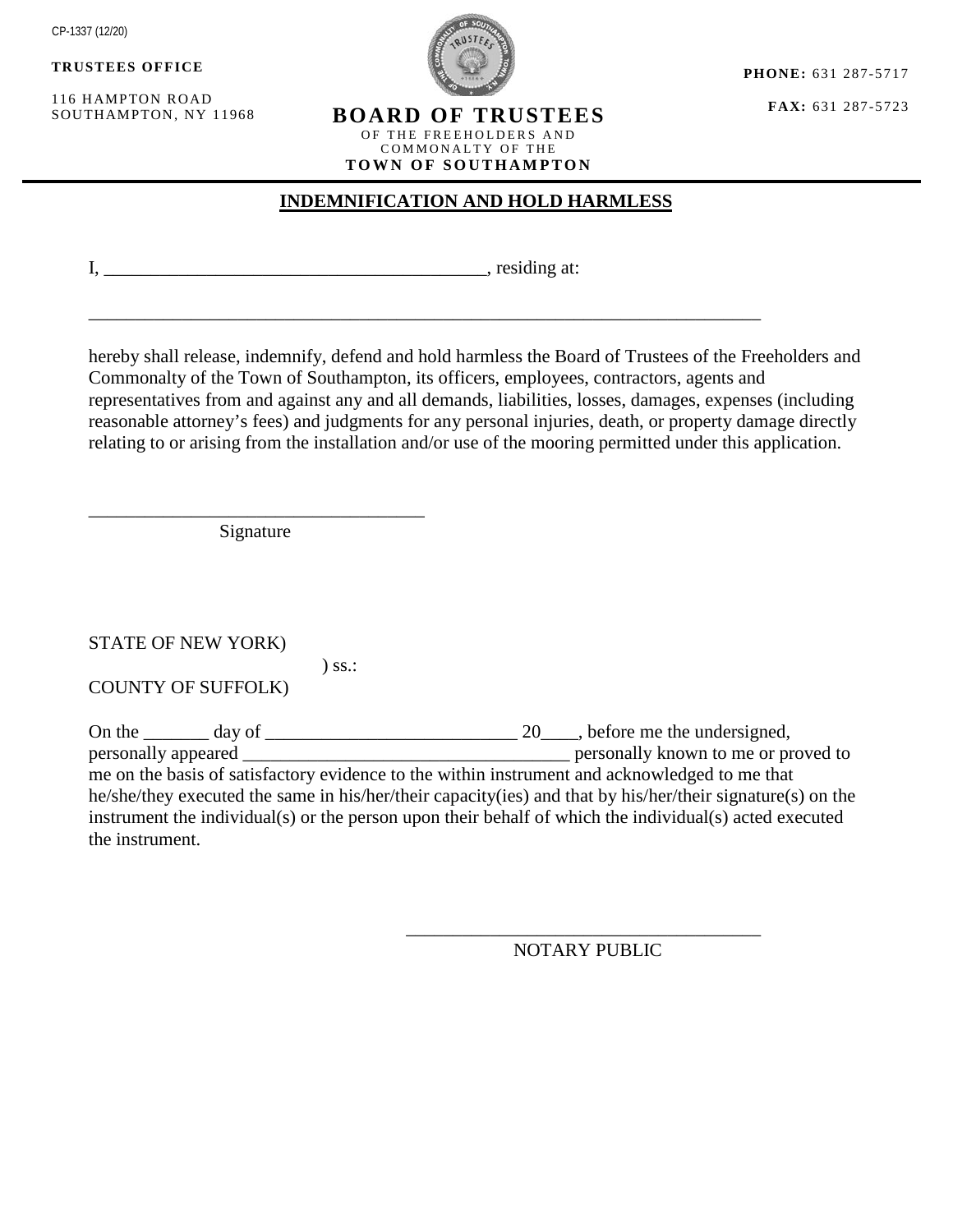CP-1337 (12/20)

**TRUSTEES OFFICE**

116 HAMPTON ROAD
SOUTHAMPTON, NY 11968

**PHONE:** 631 287-5717

**FAX:** 631 287-5723

# BOARD OF TRUSTEES

OF THE FREEHOLDERS AND
COMMONALTY OF THE
**TOWN OF SOUTHAMPTON**

## INDEMNIFICATION AND HOLD HARMLESS

I, ________________________________________, residing at:

__________________________________________________________________________

hereby shall release, indemnify, defend and hold harmless the Board of Trustees of the Freeholders and Commonalty of the Town of Southampton, its officers, employees, contractors, agents and representatives from and against any and all demands, liabilities, losses, damages, expenses (including reasonable attorney's fees) and judgments for any personal injuries, death, or property damage directly relating to or arising from the installation and/or use of the mooring permitted under this application.

_____________________________________
Signature

STATE OF NEW YORK)
) ss.:
COUNTY OF SUFFOLK)

On the _______ day of ___________________________ 20____, before me the undersigned, personally appeared ____________________________________ personally known to me or proved to me on the basis of satisfactory evidence to the within instrument and acknowledged to me that he/she/they executed the same in his/her/their capacity(ies) and that by his/her/their signature(s) on the instrument the individual(s) or the person upon their behalf of which the individual(s) acted executed the instrument.

_______________________________________
NOTARY PUBLIC